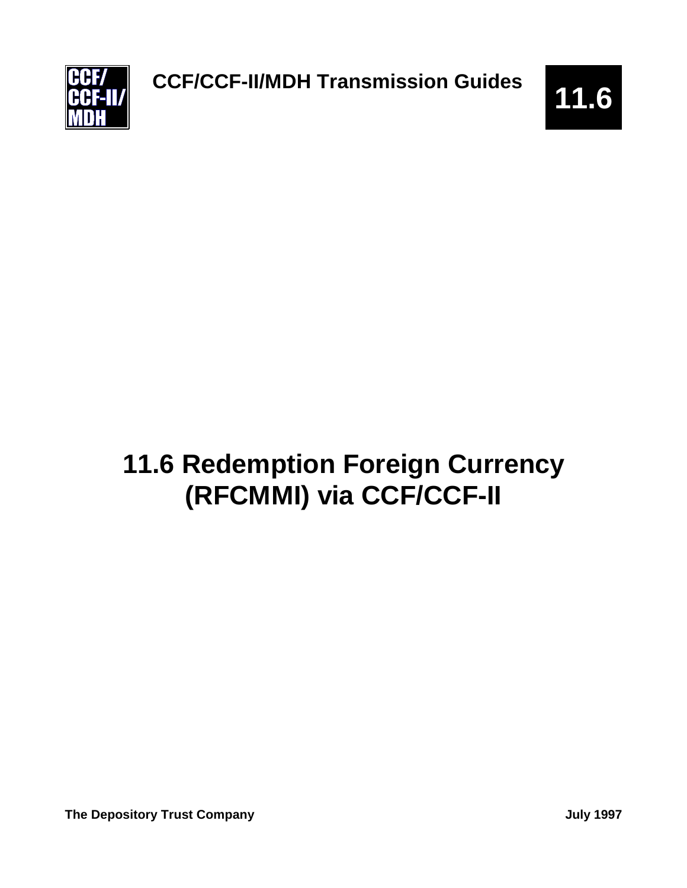# 11.6 Redemption Foreign Currency (RFCMMI) via CCF/CCF-II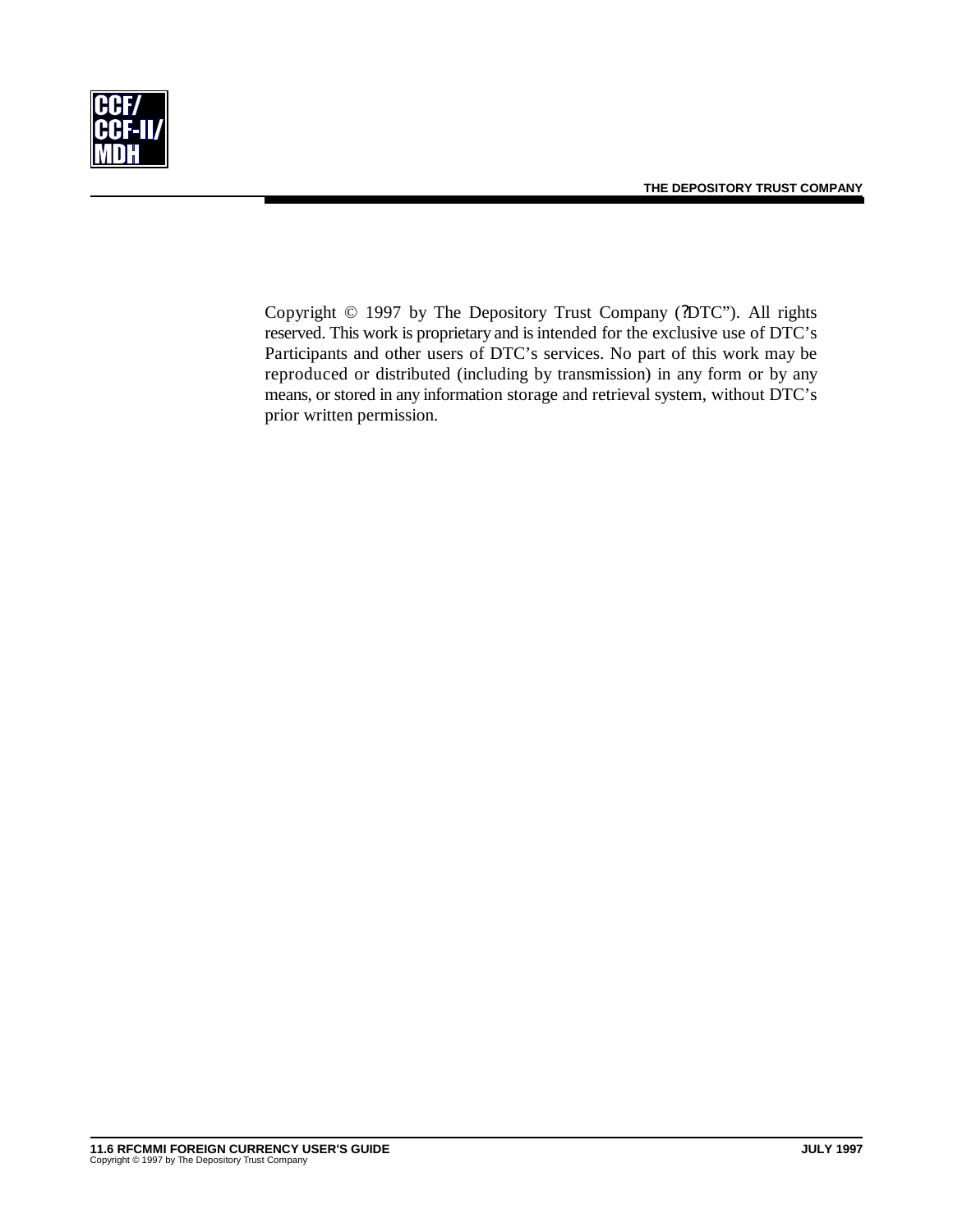Copyright © 1997 by The Depository Trust Company (?DTC"). All rights reserved. This work is proprietary and is intended for the exclusive use of DTC's Participants and other users of DTC's services. No part of this work may be reproduced or distributed (including by transmission) in any form or by any means, or stored in any information storage and retrieval system, without DTC's prior written permission.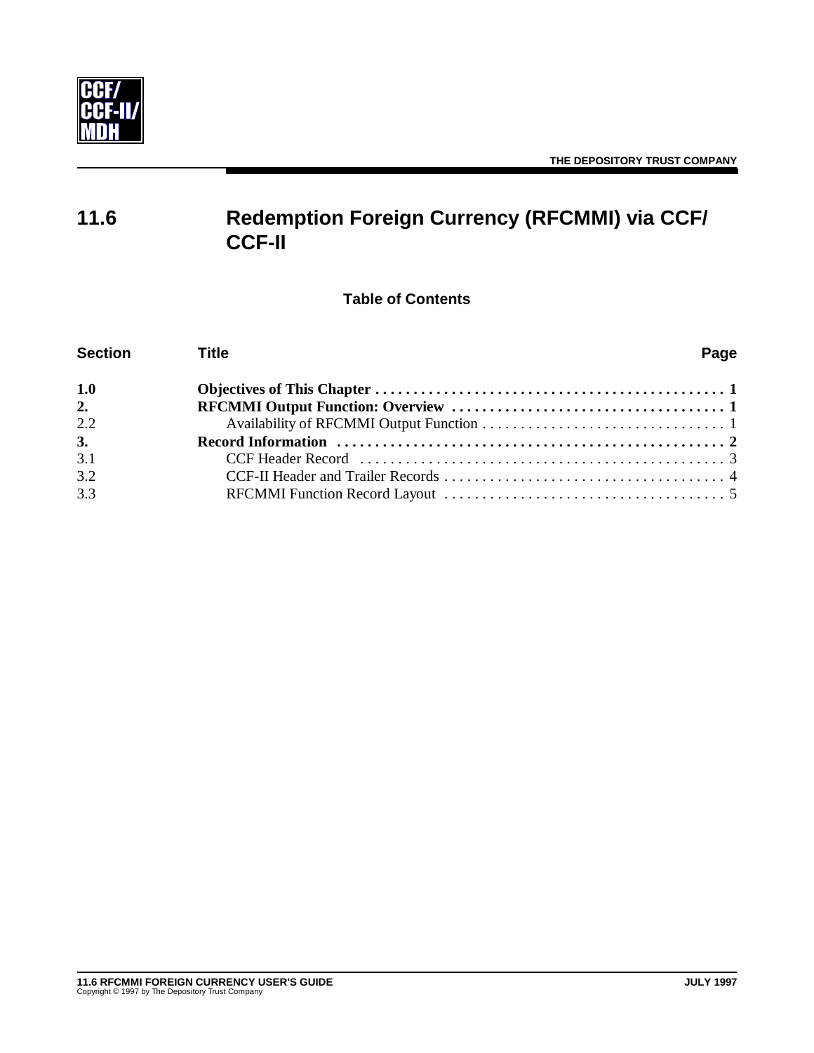# 11.6 Redemption Foreign Currency (RFCMMI) via CCF/ CCF-II

## Table of Contents

| Section | Title | Page |
|---|---|---|
| **1.0** | **Objectives of This Chapter** | **1** |
| **2.** | **RFCMMI Output Function: Overview** | **1** |
| 2.2 | Availability of RFCMMI Output Function | 1 |
| **3.** | **Record Information** | **2** |
| 3.1 | CCF Header Record | 3 |
| 3.2 | CCF-II Header and Trailer Records | 4 |
| 3.3 | RFCMMI Function Record Layout | 5 |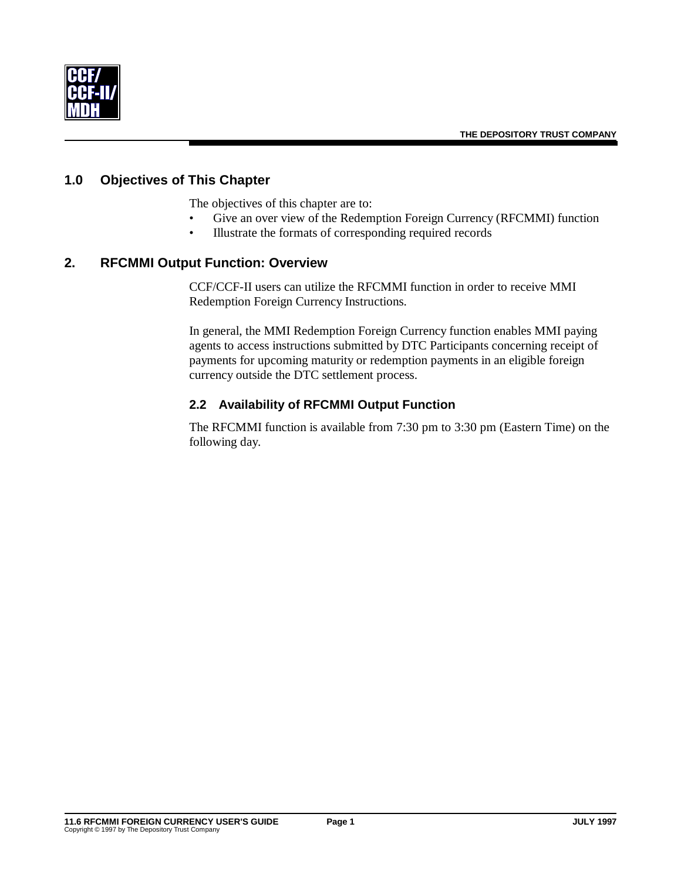## 1.0 Objectives of This Chapter

The objectives of this chapter are to:

- Give an over view of the Redemption Foreign Currency (RFCMMI) function
- Illustrate the formats of corresponding required records

## 2. RFCMMI Output Function: Overview

CCF/CCF-II users can utilize the RFCMMI function in order to receive MMI Redemption Foreign Currency Instructions.

In general, the MMI Redemption Foreign Currency function enables MMI paying agents to access instructions submitted by DTC Participants concerning receipt of payments for upcoming maturity or redemption payments in an eligible foreign currency outside the DTC settlement process.

### 2.2 Availability of RFCMMI Output Function

The RFCMMI function is available from 7:30 pm to 3:30 pm (Eastern Time) on the following day.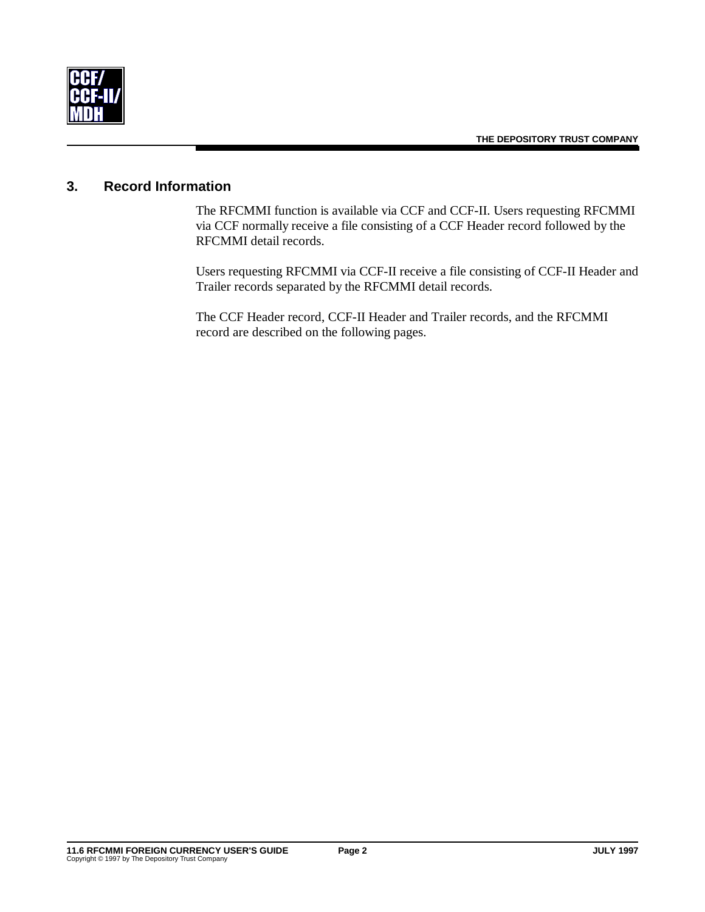## 3. Record Information

The RFCMMI function is available via CCF and CCF-II. Users requesting RFCMMI via CCF normally receive a file consisting of a CCF Header record followed by the RFCMMI detail records.

Users requesting RFCMMI via CCF-II receive a file consisting of CCF-II Header and Trailer records separated by the RFCMMI detail records.

The CCF Header record, CCF-II Header and Trailer records, and the RFCMMI record are described on the following pages.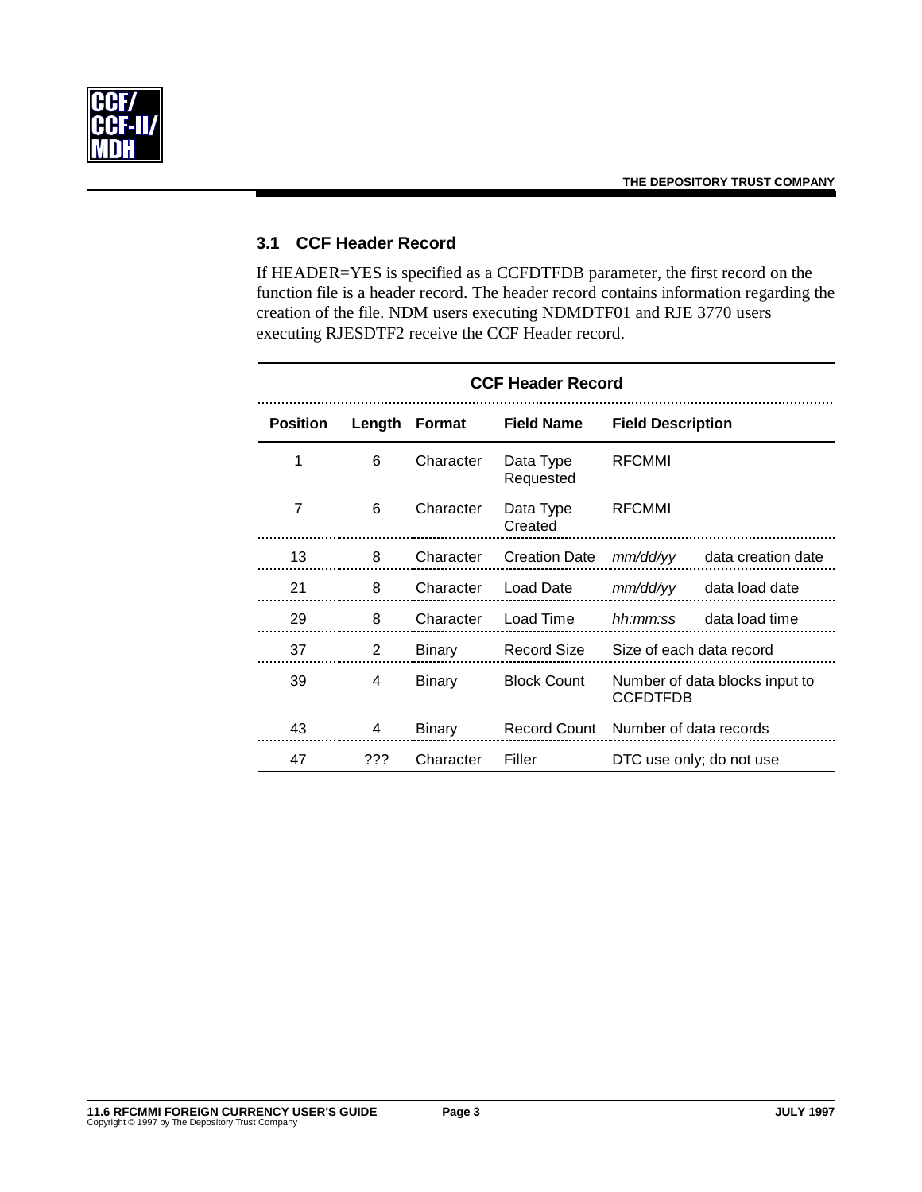## 3.1 CCF Header Record

If HEADER=YES is specified as a CCFDTFDB parameter, the first record on the function file is a header record. The header record contains information regarding the creation of the file. NDM users executing NDMDTF01 and RJE 3770 users executing RJESDTF2 receive the CCF Header record.

| CCF Header Record | | | | | |
|---|---|---|---|---|---|
| **Position** | **Length** | **Format** | **Field Name** | **Field Description** | |
| 1 | 6 | Character | Data Type Requested | RFCMMI | |
| 7 | 6 | Character | Data Type Created | RFCMMI | |
| 13 | 8 | Character | Creation Date | *mm/dd/yy* | data creation date |
| 21 | 8 | Character | Load Date | *mm/dd/yy* | data load date |
| 29 | 8 | Character | Load Time | *hh:mm:ss* | data load time |
| 37 | 2 | Binary | Record Size | Size of each data record | |
| 39 | 4 | Binary | Block Count | Number of data blocks input to CCFDTFDB | |
| 43 | 4 | Binary | Record Count | Number of data records | |
| 47 | ??? | Character | Filler | DTC use only; do not use | |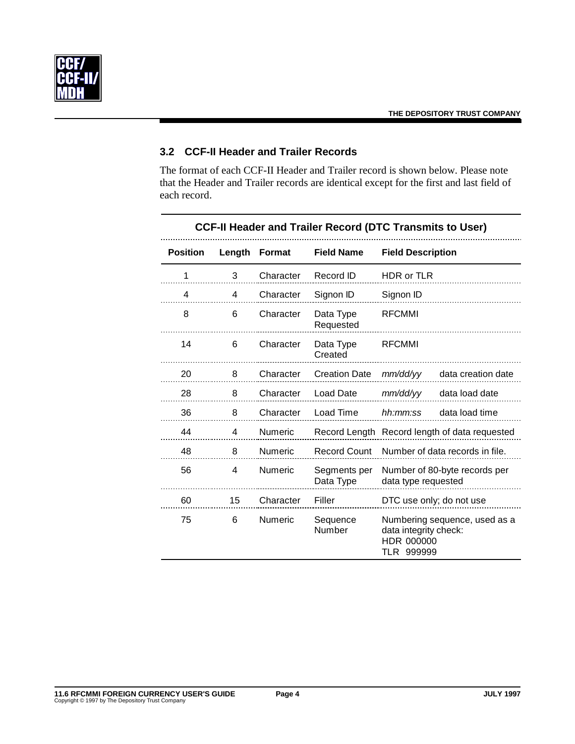### 3.2 CCF-II Header and Trailer Records

The format of each CCF-II Header and Trailer record is shown below. Please note that the Header and Trailer records are identical except for the first and last field of each record.

**CCF-II Header and Trailer Record (DTC Transmits to User)**

| Position | Length | Format | Field Name | Field Description |
|---|---|---|---|---|
| 1 | 3 | Character | Record ID | HDR or TLR |
| 4 | 4 | Character | Signon ID | Signon ID |
| 8 | 6 | Character | Data Type Requested | RFCMMI |
| 14 | 6 | Character | Data Type Created | RFCMMI |
| 20 | 8 | Character | Creation Date | *mm/dd/yy* data creation date |
| 28 | 8 | Character | Load Date | *mm/dd/yy* data load date |
| 36 | 8 | Character | Load Time | *hh:mm:ss* data load time |
| 44 | 4 | Numeric | Record Length | Record length of data requested |
| 48 | 8 | Numeric | Record Count | Number of data records in file. |
| 56 | 4 | Numeric | Segments per Data Type | Number of 80-byte records per data type requested |
| 60 | 15 | Character | Filler | DTC use only; do not use |
| 75 | 6 | Numeric | Sequence Number | Numbering sequence, used as a data integrity check: HDR 000000 TLR 999999 |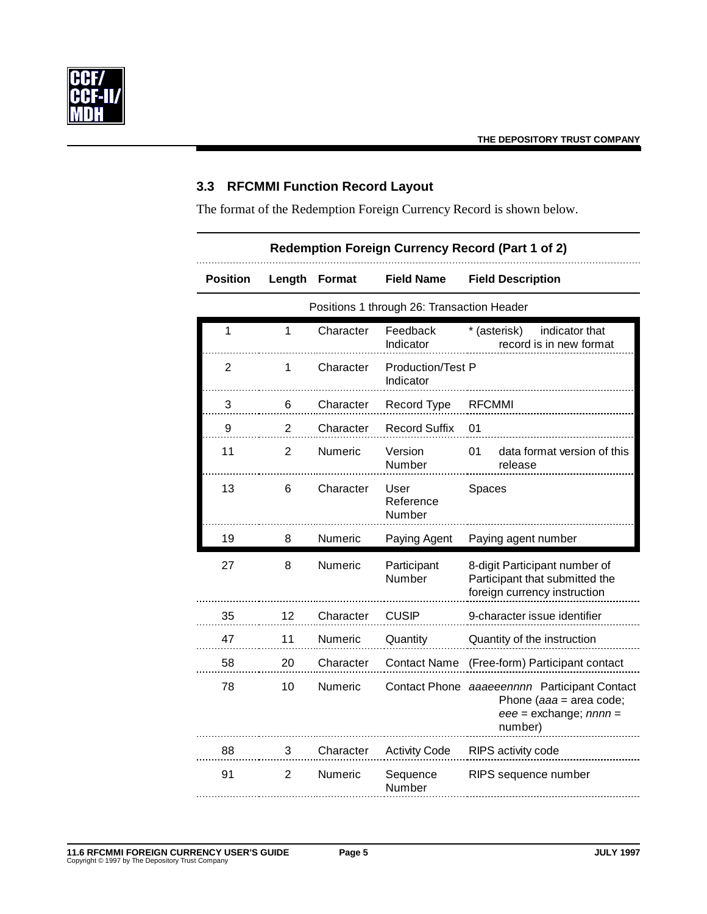## 3.3 RFCMMI Function Record Layout

The format of the Redemption Foreign Currency Record is shown below.

**Redemption Foreign Currency Record (Part 1 of 2)**

| Position | Length | Format | Field Name | Field Description |
|---|---|---|---|---|
| | | | Positions 1 through 26: Transaction Header | |
| 1 | 1 | Character | Feedback Indicator | * (asterisk) indicator that record is in new format |
| 2 | 1 | Character | Production/Test Indicator | P |
| 3 | 6 | Character | Record Type | RFCMMI |
| 9 | 2 | Character | Record Suffix | 01 |
| 11 | 2 | Numeric | Version Number | 01 data format version of this release |
| 13 | 6 | Character | User Reference Number | Spaces |
| 19 | 8 | Numeric | Paying Agent | Paying agent number |
| 27 | 8 | Numeric | Participant Number | 8-digit Participant number of Participant that submitted the foreign currency instruction |
| 35 | 12 | Character | CUSIP | 9-character issue identifier |
| 47 | 11 | Numeric | Quantity | Quantity of the instruction |
| 58 | 20 | Character | Contact Name | (Free-form) Participant contact |
| 78 | 10 | Numeric | Contact Phone | *aaaeeennnn* Participant Contact Phone (*aaa* = area code; *eee* = exchange; *nnnn* = number) |
| 88 | 3 | Character | Activity Code | RIPS activity code |
| 91 | 2 | Numeric | Sequence Number | RIPS sequence number |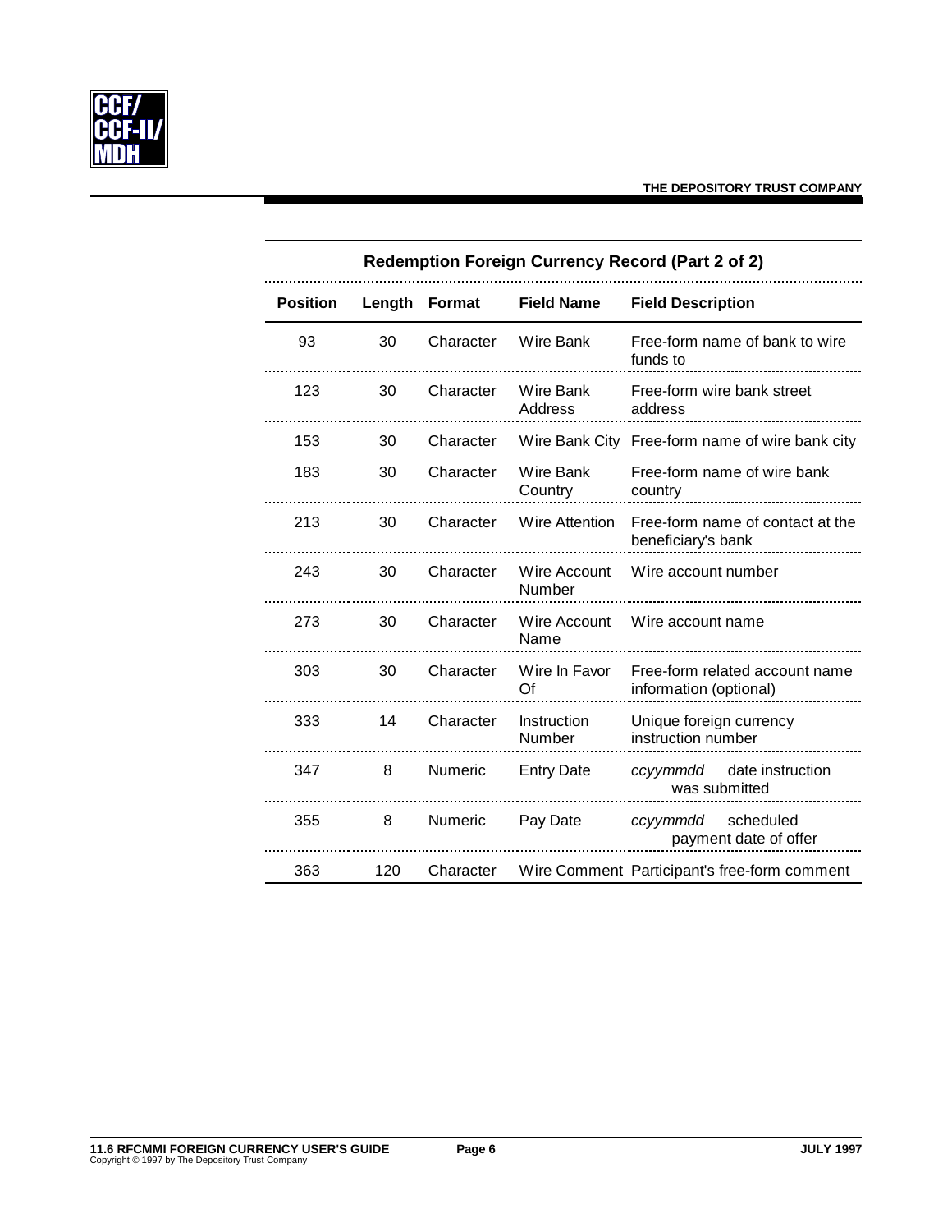## Redemption Foreign Currency Record (Part 2 of 2)

| Position | Length | Format | Field Name | Field Description |
|---|---|---|---|---|
| 93 | 30 | Character | Wire Bank | Free-form name of bank to wire funds to |
| 123 | 30 | Character | Wire Bank Address | Free-form wire bank street address |
| 153 | 30 | Character | Wire Bank City | Free-form name of wire bank city |
| 183 | 30 | Character | Wire Bank Country | Free-form name of wire bank country |
| 213 | 30 | Character | Wire Attention | Free-form name of contact at the beneficiary's bank |
| 243 | 30 | Character | Wire Account Number | Wire account number |
| 273 | 30 | Character | Wire Account Name | Wire account name |
| 303 | 30 | Character | Wire In Favor Of | Free-form related account name information (optional) |
| 333 | 14 | Character | Instruction Number | Unique foreign currency instruction number |
| 347 | 8 | Numeric | Entry Date | *ccyymmdd* date instruction was submitted |
| 355 | 8 | Numeric | Pay Date | *ccyymmdd* scheduled payment date of offer |
| 363 | 120 | Character | Wire Comment | Participant's free-form comment |